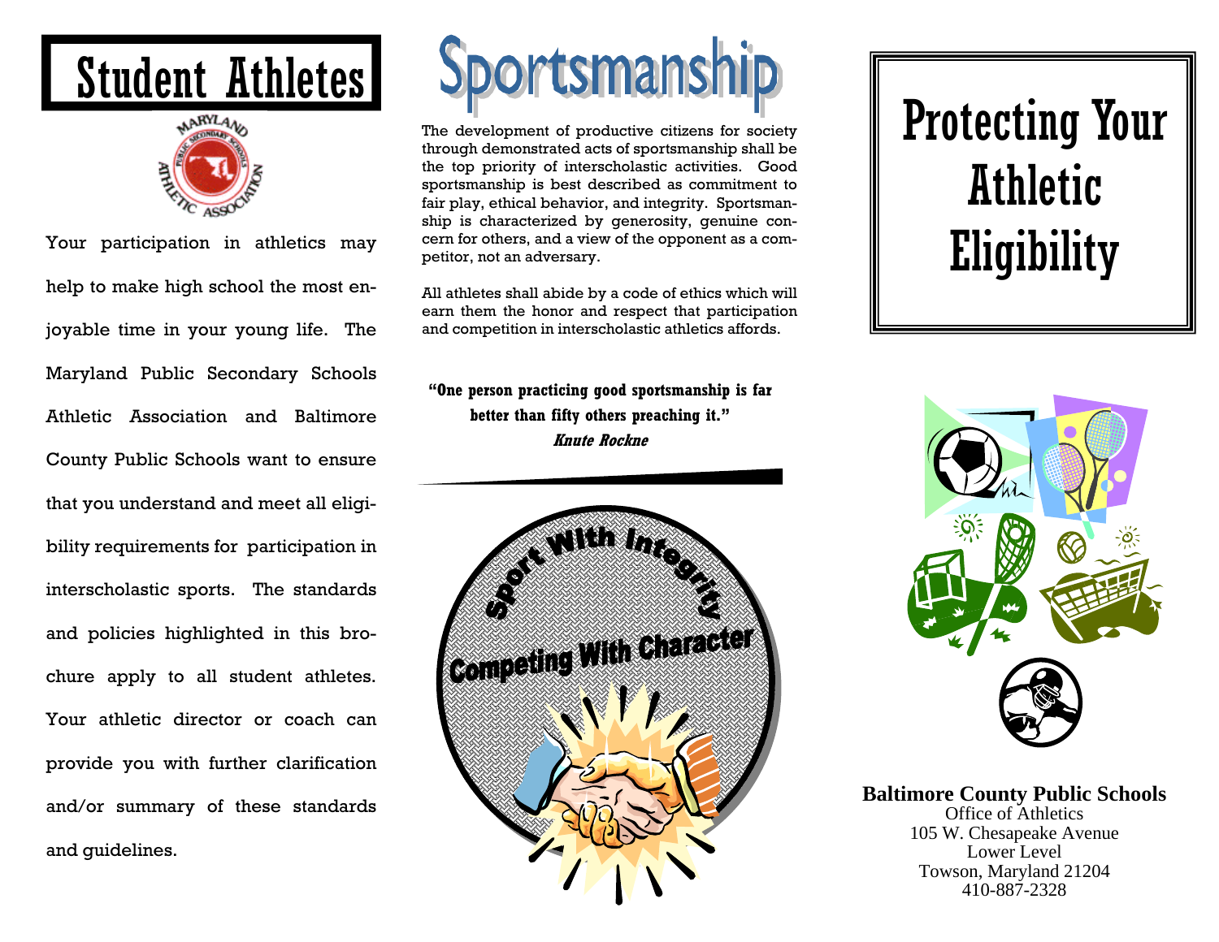# Student Athletes

Your participation in athletics may help to make high school the most enjoyable time in your young life. The Maryland Public Secondary Schools Athletic Association and Baltimore County Public Schools want to ensure that you understand and meet all eligibility requirements for participation in interscholastic sports. The standards and policies highlighted in this brochure apply to all student athletes. Your athletic director or coach can provide you with further clarification and/or summary of these standards and guidelines.

# Sportsmanship

The development of productive citizens for society through demonstrated acts of sportsmanship shall be the top priority of interscholastic activities. Good sportsmanship is best described as commitment to fair play, ethical behavior, and integrity. Sportsmanship is characterized by generosity, genuine concern for others, and a view of the opponent as a competitor, not an adversary.

All athletes shall abide by a code of ethics which will earn them the honor and respect that participation and competition in interscholastic athletics affords.

**"One person practicing good sportsmanship is far better than fifty others preaching it."**
***Knute Rockne***

Sport With Integrity

Competing With Character

# Protecting Your Athletic Eligibility

**Baltimore County Public Schools**
Office of Athletics
105 W. Chesapeake Avenue
Lower Level
Towson, Maryland 21204
410-887-2328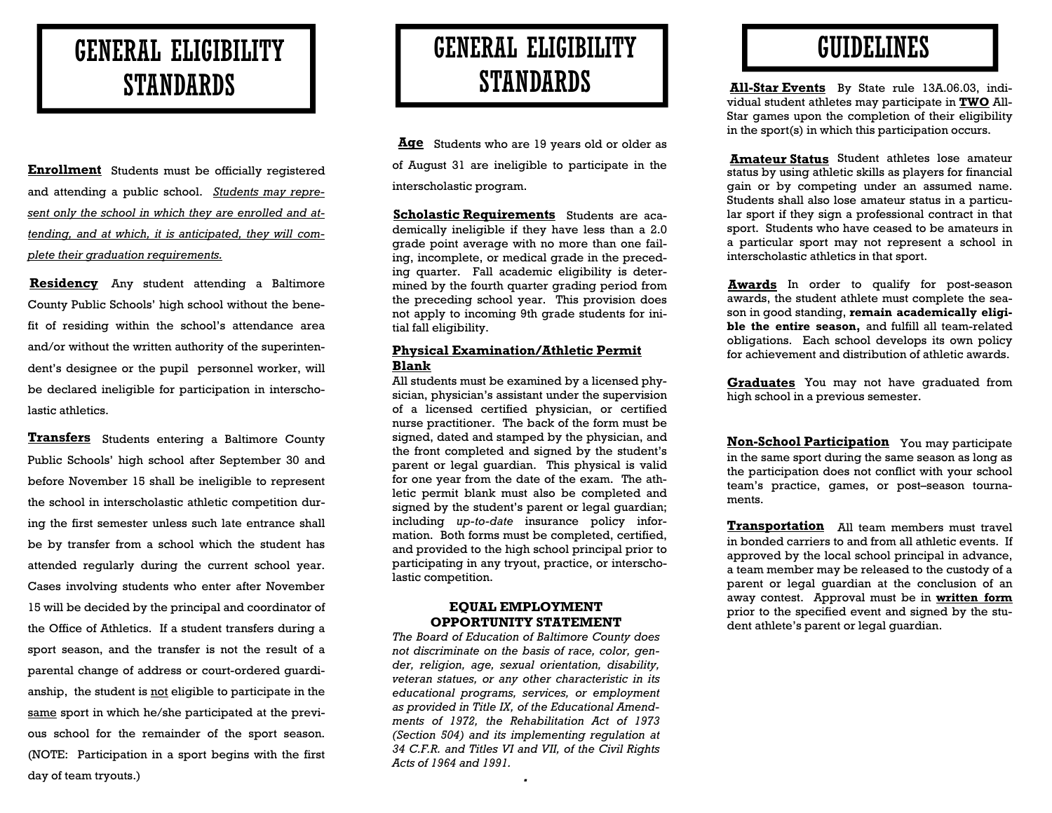# GENERAL ELIGIBILITY STANDARDS

**Enrollment** Students must be officially registered and attending a public school. *Students may represent only the school in which they are enrolled and attending, and at which, it is anticipated, they will complete their graduation requirements.*

**Residency** Any student attending a Baltimore County Public Schools' high school without the benefit of residing within the school's attendance area and/or without the written authority of the superintendent's designee or the pupil personnel worker, will be declared ineligible for participation in interscholastic athletics.

**Transfers** Students entering a Baltimore County Public Schools' high school after September 30 and before November 15 shall be ineligible to represent the school in interscholastic athletic competition during the first semester unless such late entrance shall be by transfer from a school which the student has attended regularly during the current school year. Cases involving students who enter after November 15 will be decided by the principal and coordinator of the Office of Athletics. If a student transfers during a sport season, and the transfer is not the result of a parental change of address or court-ordered guardianship, the student is not eligible to participate in the same sport in which he/she participated at the previous school for the remainder of the sport season. (NOTE: Participation in a sport begins with the first day of team tryouts.)

# GENERAL ELIGIBILITY STANDARDS

**Age** Students who are 19 years old or older as of August 31 are ineligible to participate in the interscholastic program.

**Scholastic Requirements** Students are academically ineligible if they have less than a 2.0 grade point average with no more than one failing, incomplete, or medical grade in the preceding quarter. Fall academic eligibility is determined by the fourth quarter grading period from the preceding school year. This provision does not apply to incoming 9th grade students for initial fall eligibility.

**Physical Examination/Athletic Permit Blank**

All students must be examined by a licensed physician, physician's assistant under the supervision of a licensed certified physician, or certified nurse practitioner. The back of the form must be signed, dated and stamped by the physician, and the front completed and signed by the student's parent or legal guardian. This physical is valid for one year from the date of the exam. The athletic permit blank must also be completed and signed by the student's parent or legal guardian; including *up-to-date* insurance policy information. Both forms must be completed, certified, and provided to the high school principal prior to participating in any tryout, practice, or interscholastic competition.

**EQUAL EMPLOYMENT OPPORTUNITY STATEMENT**

*The Board of Education of Baltimore County does not discriminate on the basis of race, color, gender, religion, age, sexual orientation, disability, veteran statues, or any other characteristic in its educational programs, services, or employment as provided in Title IX, of the Educational Amendments of 1972, the Rehabilitation Act of 1973 (Section 504) and its implementing regulation at 34 C.F.R. and Titles VI and VII, of the Civil Rights Acts of 1964 and 1991.*

# GUIDELINES

**All-Star Events** By State rule 13A.06.03, individual student athletes may participate in **TWO** All-Star games upon the completion of their eligibility in the sport(s) in which this participation occurs.

**Amateur Status** Student athletes lose amateur status by using athletic skills as players for financial gain or by competing under an assumed name. Students shall also lose amateur status in a particular sport if they sign a professional contract in that sport. Students who have ceased to be amateurs in a particular sport may not represent a school in interscholastic athletics in that sport.

**Awards** In order to qualify for post-season awards, the student athlete must complete the season in good standing, **remain academically eligible the entire season,** and fulfill all team-related obligations. Each school develops its own policy for achievement and distribution of athletic awards.

**Graduates** You may not have graduated from high school in a previous semester.

**Non-School Participation** You may participate in the same sport during the same season as long as the participation does not conflict with your school team's practice, games, or post–season tournaments.

**Transportation** All team members must travel in bonded carriers to and from all athletic events. If approved by the local school principal in advance, a team member may be released to the custody of a parent or legal guardian at the conclusion of an away contest. Approval must be in **written form** prior to the specified event and signed by the student athlete's parent or legal guardian.